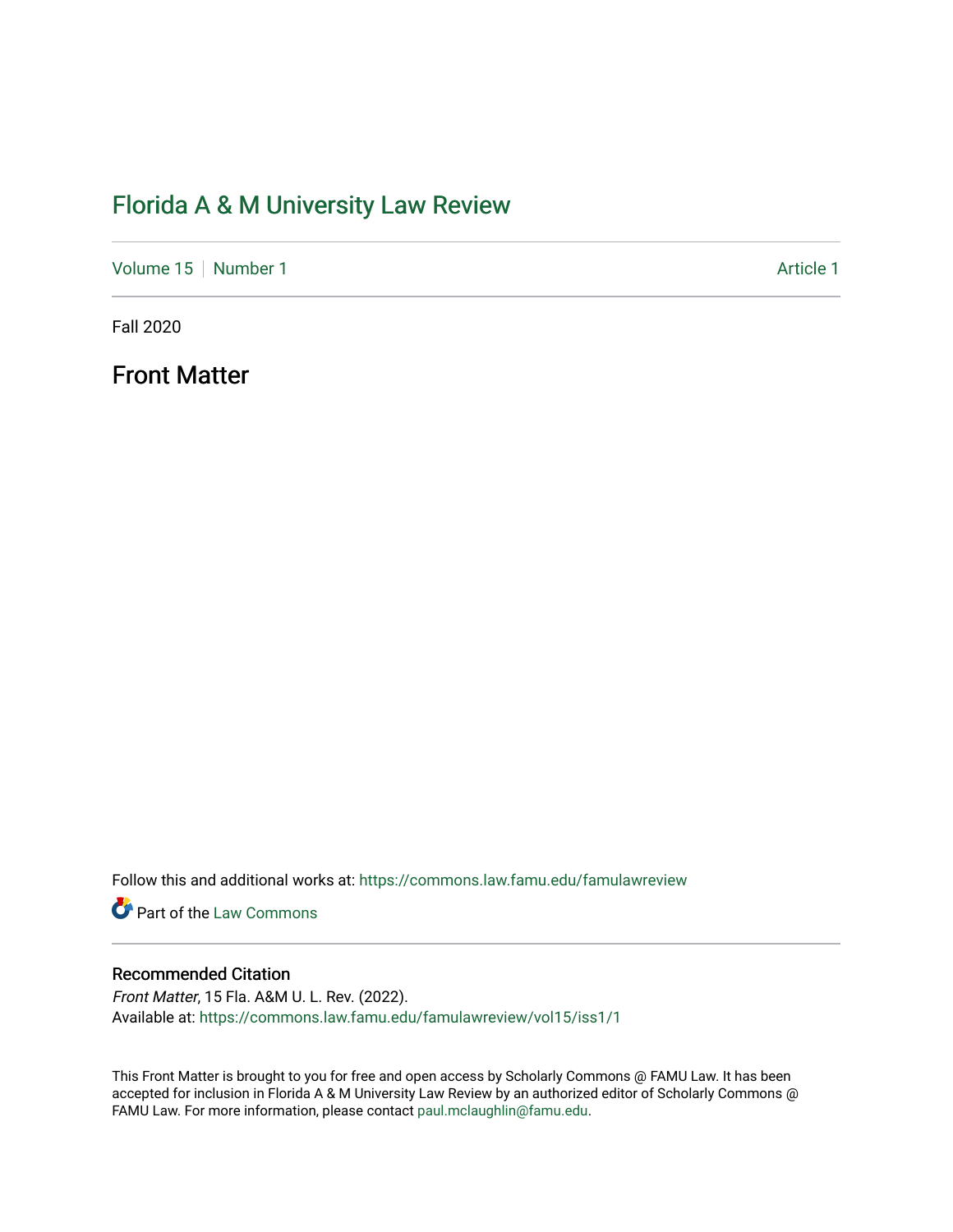# Florida A & M University Law Review

Volume 15 | Number 1 | Article 1

Fall 2020

## Front Matter

Follow this and additional works at: https://commons.law.famu.edu/famulawreview

Part of the Law Commons

### Recommended Citation

*Front Matter*, 15 Fla. A&M U. L. Rev. (2022).
Available at: https://commons.law.famu.edu/famulawreview/vol15/iss1/1

This Front Matter is brought to you for free and open access by Scholarly Commons @ FAMU Law. It has been accepted for inclusion in Florida A & M University Law Review by an authorized editor of Scholarly Commons @ FAMU Law. For more information, please contact paul.mclaughlin@famu.edu.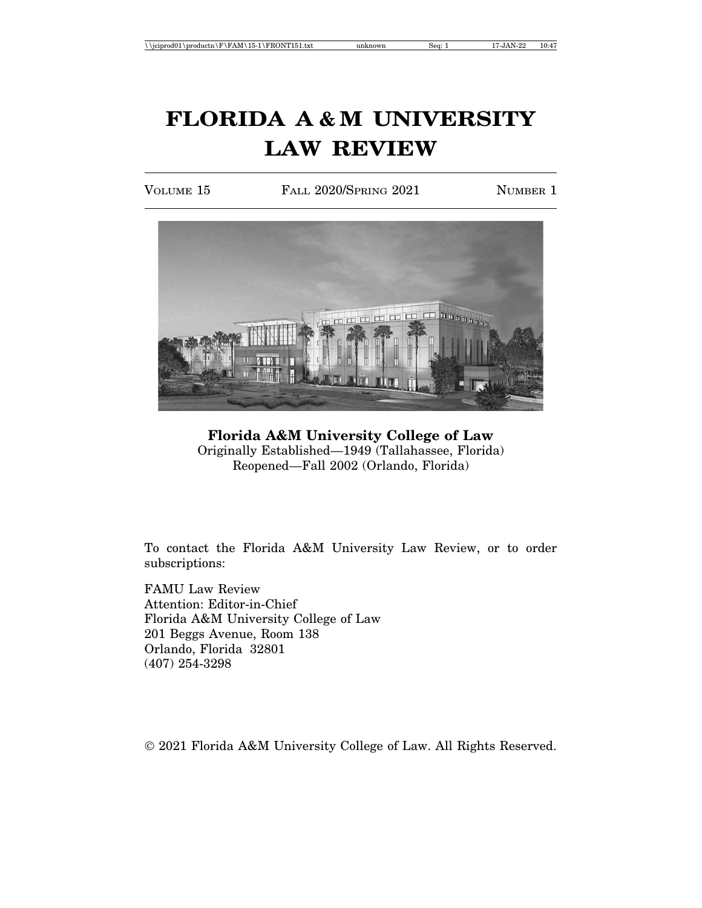# FLORIDA A & M UNIVERSITY LAW REVIEW

VOLUME 15 FALL 2020/SPRING 2021 NUMBER 1

**Florida A&M University College of Law**
Originally Established—1949 (Tallahassee, Florida)
Reopened—Fall 2002 (Orlando, Florida)

To contact the Florida A&M University Law Review, or to order subscriptions:

FAMU Law Review
Attention: Editor-in-Chief
Florida A&M University College of Law
201 Beggs Avenue, Room 138
Orlando, Florida 32801
(407) 254-3298

© 2021 Florida A&M University College of Law. All Rights Reserved.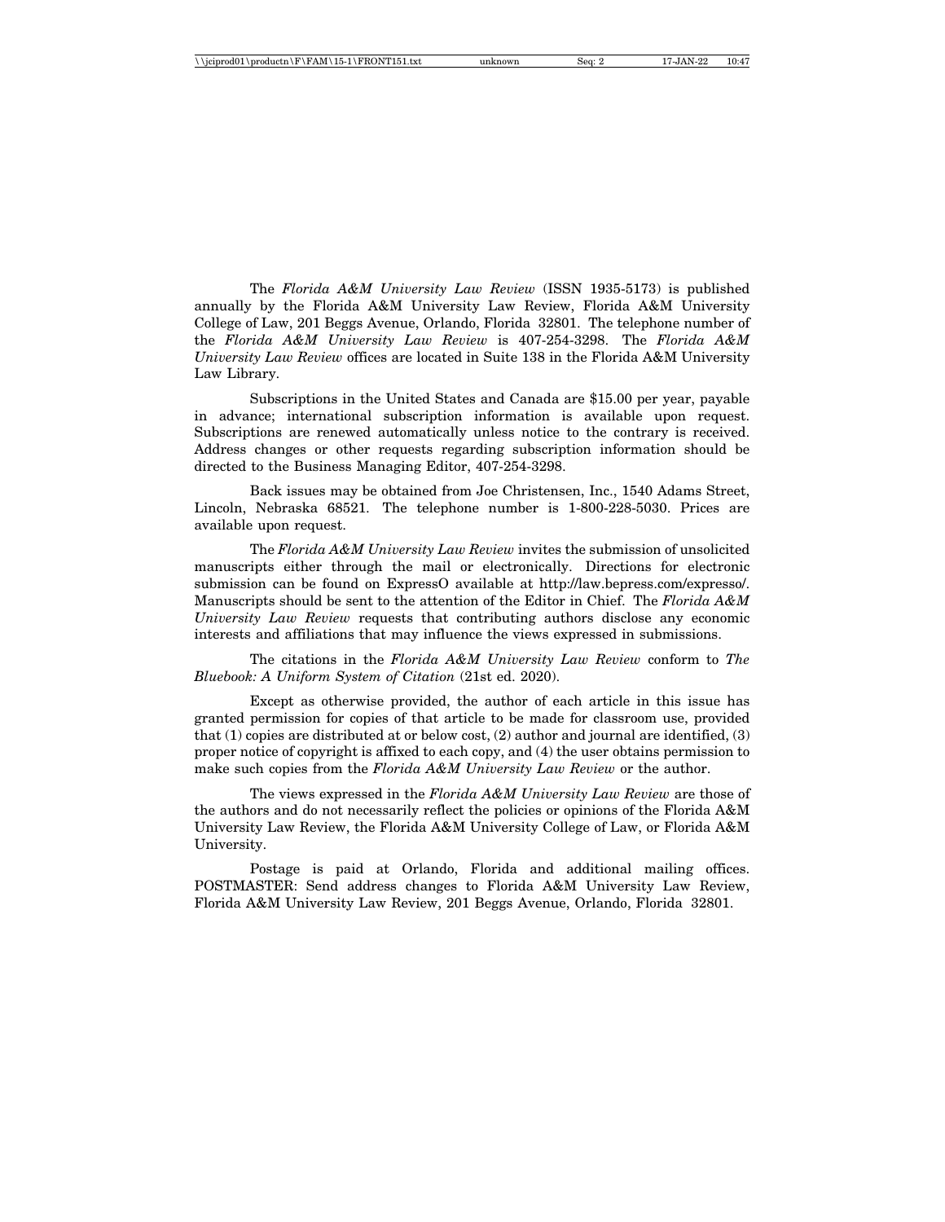The *Florida A&M University Law Review* (ISSN 1935-5173) is published annually by the Florida A&M University Law Review, Florida A&M University College of Law, 201 Beggs Avenue, Orlando, Florida 32801. The telephone number of the *Florida A&M University Law Review* is 407-254-3298. The *Florida A&M University Law Review* offices are located in Suite 138 in the Florida A&M University Law Library.

Subscriptions in the United States and Canada are $15.00 per year, payable in advance; international subscription information is available upon request. Subscriptions are renewed automatically unless notice to the contrary is received. Address changes or other requests regarding subscription information should be directed to the Business Managing Editor, 407-254-3298.

Back issues may be obtained from Joe Christensen, Inc., 1540 Adams Street, Lincoln, Nebraska 68521. The telephone number is 1-800-228-5030. Prices are available upon request.

The *Florida A&M University Law Review* invites the submission of unsolicited manuscripts either through the mail or electronically. Directions for electronic submission can be found on ExpressO available at http://law.bepress.com/expresso/. Manuscripts should be sent to the attention of the Editor in Chief. The *Florida A&M University Law Review* requests that contributing authors disclose any economic interests and affiliations that may influence the views expressed in submissions.

The citations in the *Florida A&M University Law Review* conform to *The Bluebook: A Uniform System of Citation* (21st ed. 2020).

Except as otherwise provided, the author of each article in this issue has granted permission for copies of that article to be made for classroom use, provided that (1) copies are distributed at or below cost, (2) author and journal are identified, (3) proper notice of copyright is affixed to each copy, and (4) the user obtains permission to make such copies from the *Florida A&M University Law Review* or the author.

The views expressed in the *Florida A&M University Law Review* are those of the authors and do not necessarily reflect the policies or opinions of the Florida A&M University Law Review, the Florida A&M University College of Law, or Florida A&M University.

Postage is paid at Orlando, Florida and additional mailing offices. POSTMASTER: Send address changes to Florida A&M University Law Review, Florida A&M University Law Review, 201 Beggs Avenue, Orlando, Florida 32801.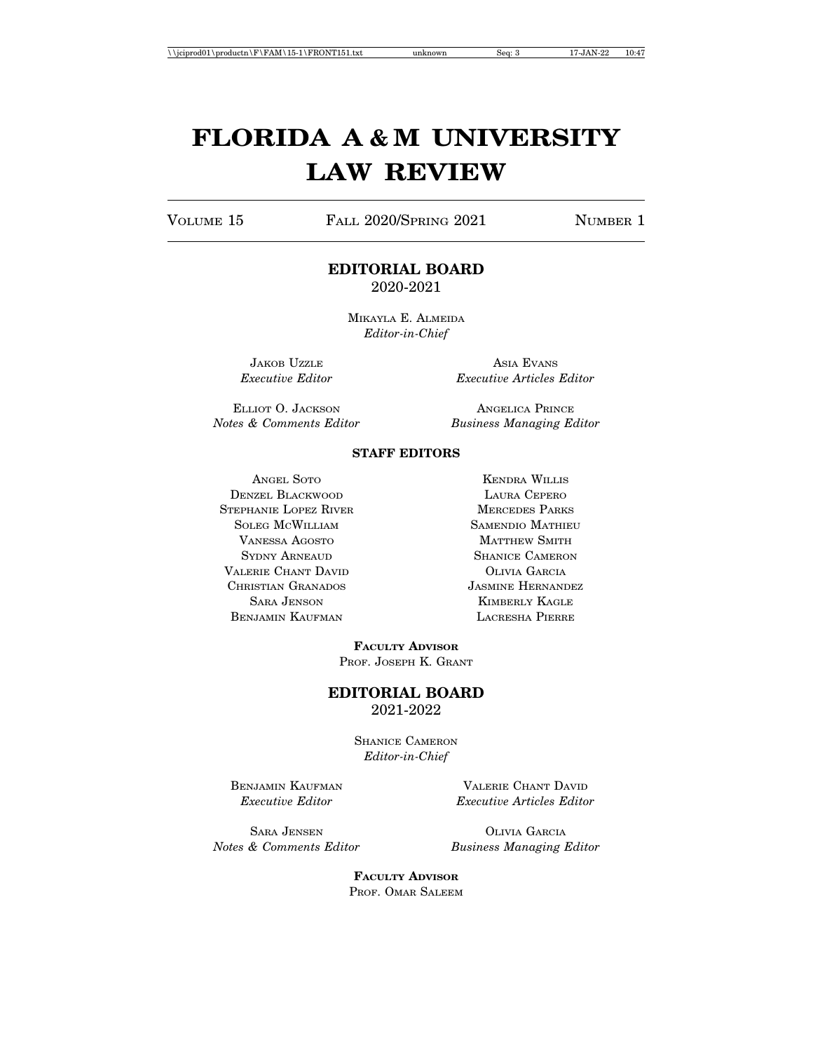# FLORIDA A & M UNIVERSITY LAW REVIEW

VOLUME 15 FALL 2020/SPRING 2021 NUMBER 1

## EDITORIAL BOARD

2020-2021

MIKAYLA E. ALMEIDA
*Editor-in-Chief*

JAKOB UZZLE
*Executive Editor*

ASIA EVANS
*Executive Articles Editor*

ELLIOT O. JACKSON
*Notes & Comments Editor*

ANGELICA PRINCE
*Business Managing Editor*

### STAFF EDITORS

ANGEL SOTO
DENZEL BLACKWOOD
STEPHANIE LOPEZ RIVER
SOLEG MCWILLIAM
VANESSA AGOSTO
SYDNY ARNEAUD
VALERIE CHANT DAVID
CHRISTIAN GRANADOS
SARA JENSON
BENJAMIN KAUFMAN

KENDRA WILLIS
LAURA CEPERO
MERCEDES PARKS
SAMENDIO MATHIEU
MATTHEW SMITH
SHANICE CAMERON
OLIVIA GARCIA
JASMINE HERNANDEZ
KIMBERLY KAGLE
LACRESHA PIERRE

**FACULTY ADVISOR**
PROF. JOSEPH K. GRANT

## EDITORIAL BOARD

2021-2022

SHANICE CAMERON
*Editor-in-Chief*

BENJAMIN KAUFMAN
*Executive Editor*

VALERIE CHANT DAVID
*Executive Articles Editor*

SARA JENSEN
*Notes & Comments Editor*

OLIVIA GARCIA
*Business Managing Editor*

**FACULTY ADVISOR**
PROF. OMAR SALEEM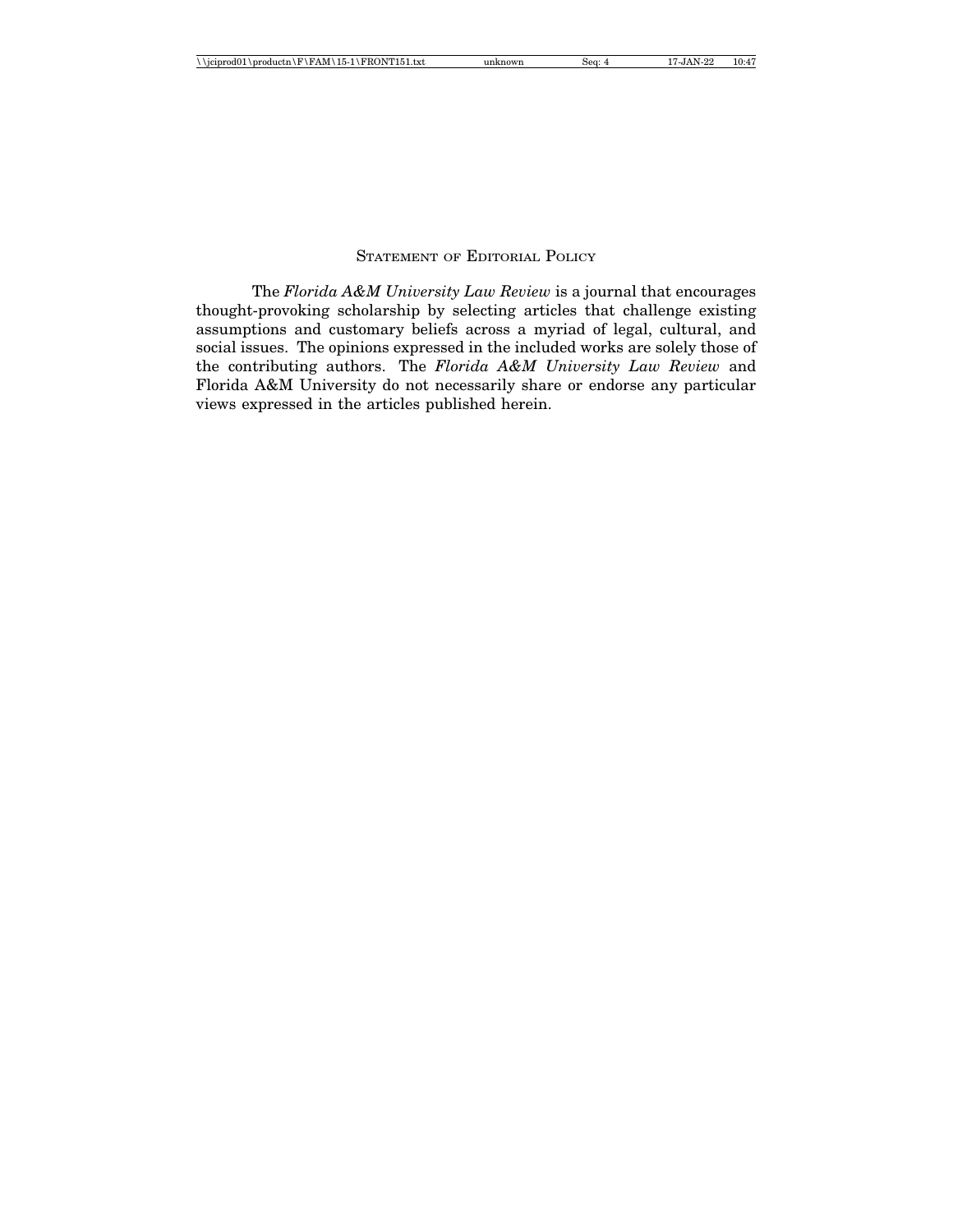## Statement of Editorial Policy

The *Florida A&M University Law Review* is a journal that encourages thought-provoking scholarship by selecting articles that challenge existing assumptions and customary beliefs across a myriad of legal, cultural, and social issues. The opinions expressed in the included works are solely those of the contributing authors. The *Florida A&M University Law Review* and Florida A&M University do not necessarily share or endorse any particular views expressed in the articles published herein.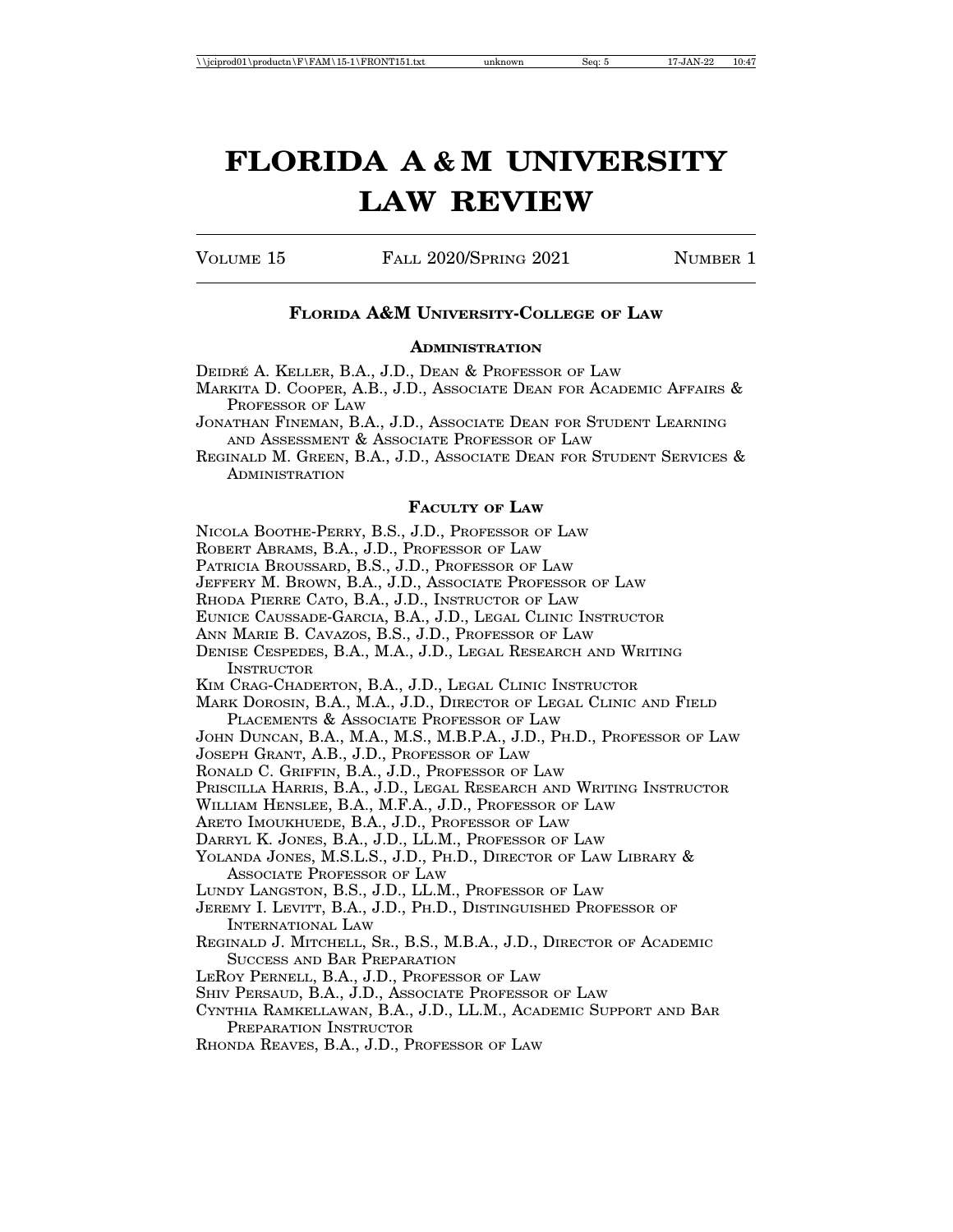# FLORIDA A & M UNIVERSITY LAW REVIEW

VOLUME 15 FALL 2020/SPRING 2021 NUMBER 1

## FLORIDA A&M UNIVERSITY-COLLEGE OF LAW

### ADMINISTRATION

DEIDRÉ A. KELLER, B.A., J.D., DEAN & PROFESSOR OF LAW
MARKITA D. COOPER, A.B., J.D., ASSOCIATE DEAN FOR ACADEMIC AFFAIRS & PROFESSOR OF LAW
JONATHAN FINEMAN, B.A., J.D., ASSOCIATE DEAN FOR STUDENT LEARNING AND ASSESSMENT & ASSOCIATE PROFESSOR OF LAW
REGINALD M. GREEN, B.A., J.D., ASSOCIATE DEAN FOR STUDENT SERVICES & ADMINISTRATION

### FACULTY OF LAW

NICOLA BOOTHE-PERRY, B.S., J.D., PROFESSOR OF LAW
ROBERT ABRAMS, B.A., J.D., PROFESSOR OF LAW
PATRICIA BROUSSARD, B.S., J.D., PROFESSOR OF LAW
JEFFERY M. BROWN, B.A., J.D., ASSOCIATE PROFESSOR OF LAW
RHODA PIERRE CATO, B.A., J.D., INSTRUCTOR OF LAW
EUNICE CAUSSADE-GARCIA, B.A., J.D., LEGAL CLINIC INSTRUCTOR
ANN MARIE B. CAVAZOS, B.S., J.D., PROFESSOR OF LAW
DENISE CESPEDES, B.A., M.A., J.D., LEGAL RESEARCH AND WRITING INSTRUCTOR
KIM CRAG-CHADERTON, B.A., J.D., LEGAL CLINIC INSTRUCTOR
MARK DOROSIN, B.A., M.A., J.D., DIRECTOR OF LEGAL CLINIC AND FIELD PLACEMENTS & ASSOCIATE PROFESSOR OF LAW
JOHN DUNCAN, B.A., M.A., M.S., M.B.P.A., J.D., PH.D., PROFESSOR OF LAW
JOSEPH GRANT, A.B., J.D., PROFESSOR OF LAW
RONALD C. GRIFFIN, B.A., J.D., PROFESSOR OF LAW
PRISCILLA HARRIS, B.A., J.D., LEGAL RESEARCH AND WRITING INSTRUCTOR
WILLIAM HENSLEE, B.A., M.F.A., J.D., PROFESSOR OF LAW
ARETO IMOUKHUEDE, B.A., J.D., PROFESSOR OF LAW
DARRYL K. JONES, B.A., J.D., LL.M., PROFESSOR OF LAW
YOLANDA JONES, M.S.L.S., J.D., PH.D., DIRECTOR OF LAW LIBRARY & ASSOCIATE PROFESSOR OF LAW
LUNDY LANGSTON, B.S., J.D., LL.M., PROFESSOR OF LAW
JEREMY I. LEVITT, B.A., J.D., PH.D., DISTINGUISHED PROFESSOR OF INTERNATIONAL LAW
REGINALD J. MITCHELL, SR., B.S., M.B.A., J.D., DIRECTOR OF ACADEMIC SUCCESS AND BAR PREPARATION
LEROY PERNELL, B.A., J.D., PROFESSOR OF LAW
SHIV PERSAUD, B.A., J.D., ASSOCIATE PROFESSOR OF LAW
CYNTHIA RAMKELLAWAN, B.A., J.D., LL.M., ACADEMIC SUPPORT AND BAR PREPARATION INSTRUCTOR
RHONDA REAVES, B.A., J.D., PROFESSOR OF LAW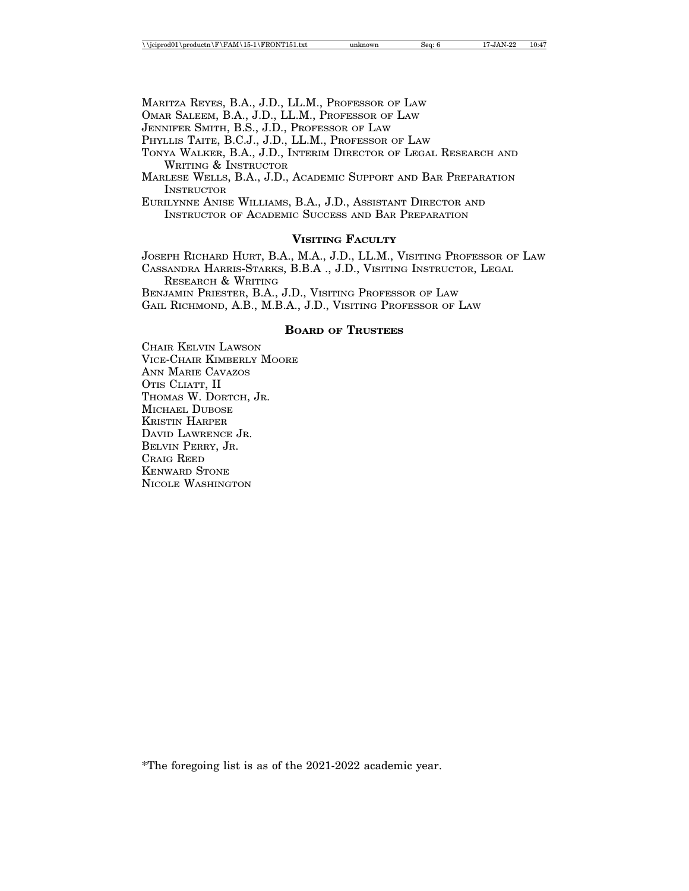Maritza Reyes, B.A., J.D., LL.M., Professor of Law
Omar Saleem, B.A., J.D., LL.M., Professor of Law
Jennifer Smith, B.S., J.D., Professor of Law
Phyllis Taite, B.C.J., J.D., LL.M., Professor of Law
Tonya Walker, B.A., J.D., Interim Director of Legal Research and Writing & Instructor
Marlese Wells, B.A., J.D., Academic Support and Bar Preparation Instructor
Eurilynne Anise Williams, B.A., J.D., Assistant Director and Instructor of Academic Success and Bar Preparation

## Visiting Faculty

Joseph Richard Hurt, B.A., M.A., J.D., LL.M., Visiting Professor of Law
Cassandra Harris-Starks, B.B.A ., J.D., Visiting Instructor, Legal Research & Writing
Benjamin Priester, B.A., J.D., Visiting Professor of Law
Gail Richmond, A.B., M.B.A., J.D., Visiting Professor of Law

## Board of Trustees

Chair Kelvin Lawson
Vice-Chair Kimberly Moore
Ann Marie Cavazos
Otis Cliatt, II
Thomas W. Dortch, Jr.
Michael Dubose
Kristin Harper
David Lawrence Jr.
Belvin Perry, Jr.
Craig Reed
Kenward Stone
Nicole Washington

*The foregoing list is as of the 2021-2022 academic year.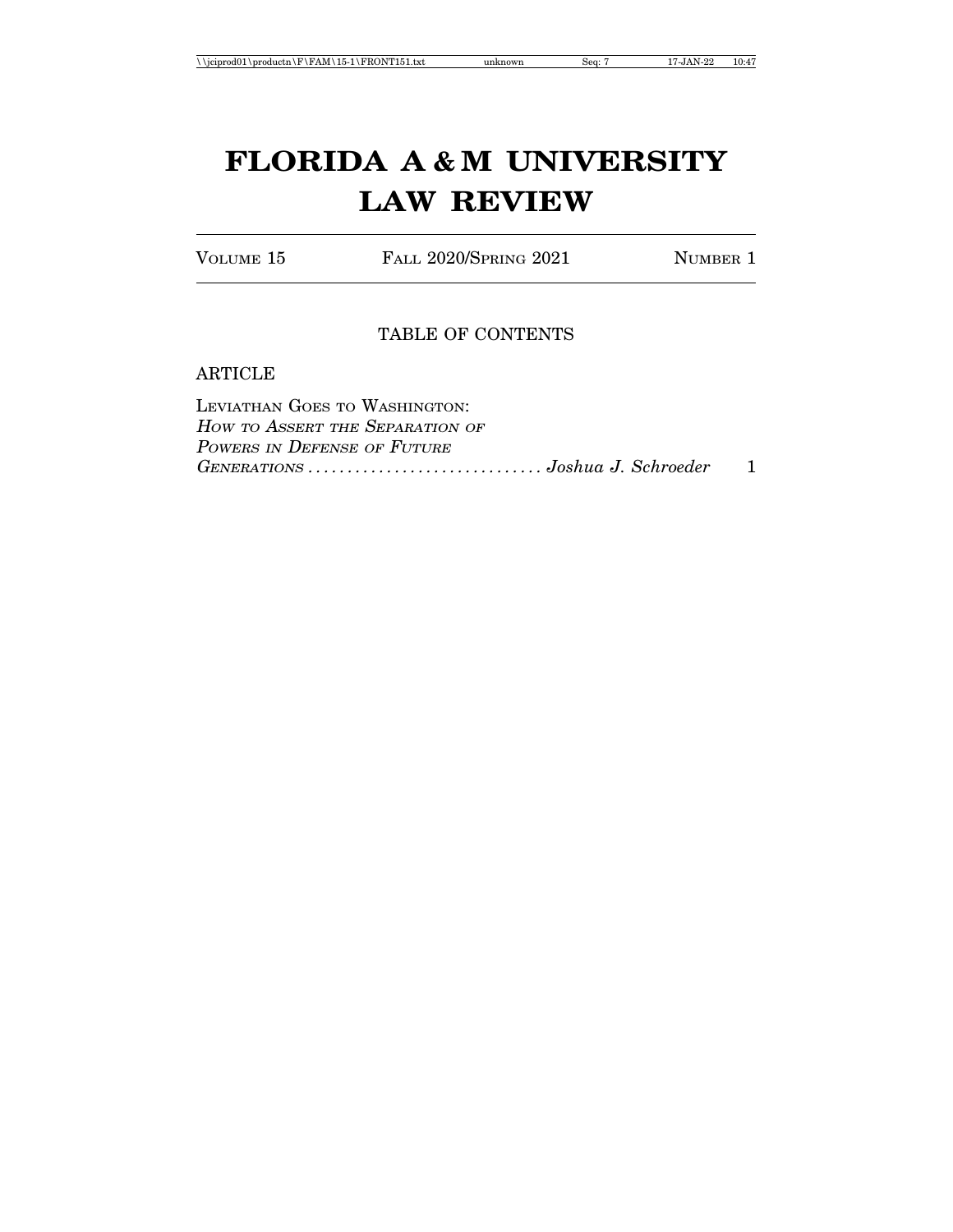# FLORIDA A & M UNIVERSITY LAW REVIEW

VOLUME 15 FALL 2020/SPRING 2021 NUMBER 1

## TABLE OF CONTENTS

### ARTICLE

LEVIATHAN GOES TO WASHINGTON: *HOW TO ASSERT THE SEPARATION OF POWERS IN DEFENSE OF FUTURE GENERATIONS* .............................. *Joshua J. Schroeder* 1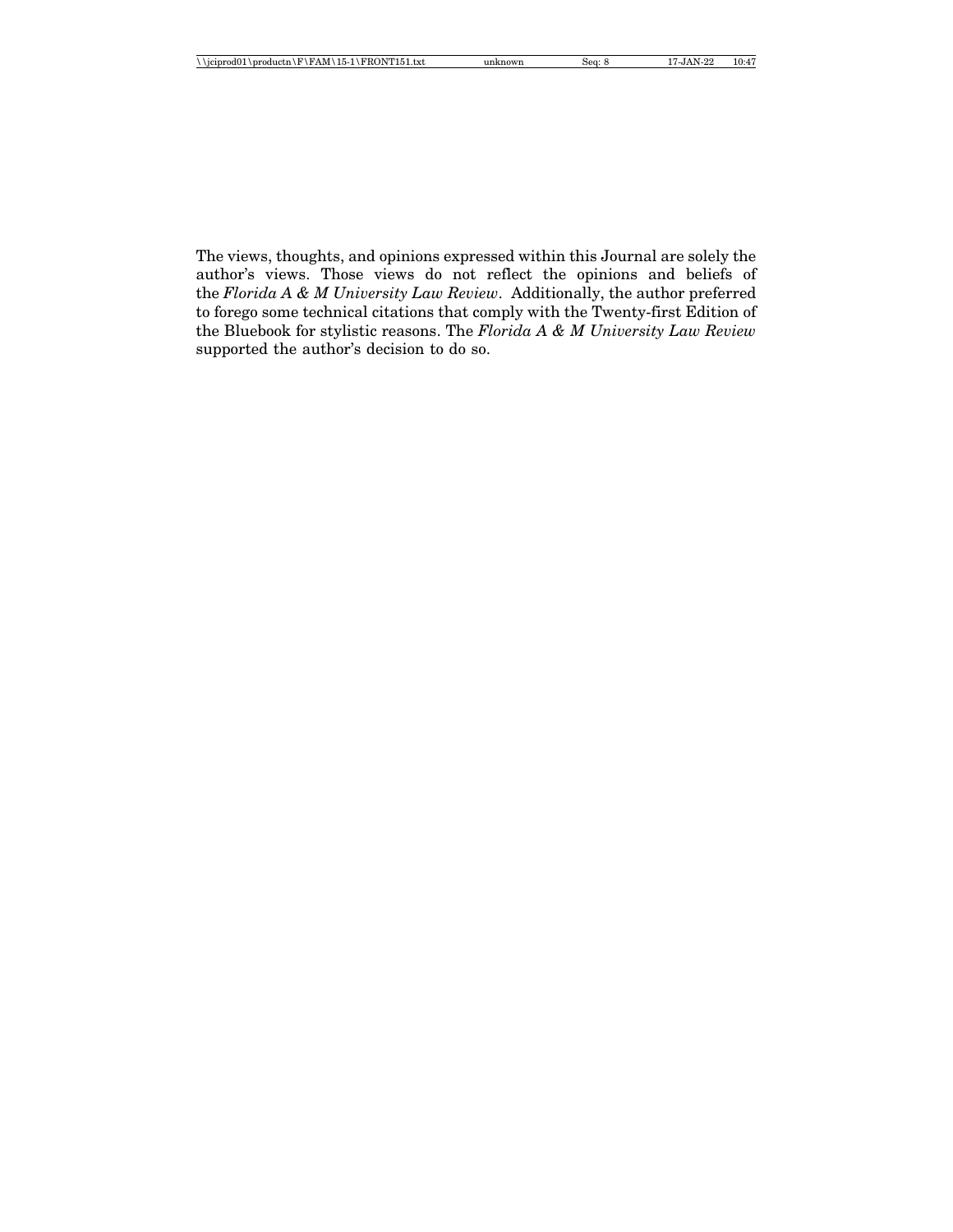The views, thoughts, and opinions expressed within this Journal are solely the author's views. Those views do not reflect the opinions and beliefs of the *Florida A & M University Law Review*. Additionally, the author preferred to forego some technical citations that comply with the Twenty-first Edition of the Bluebook for stylistic reasons. The *Florida A & M University Law Review* supported the author's decision to do so.